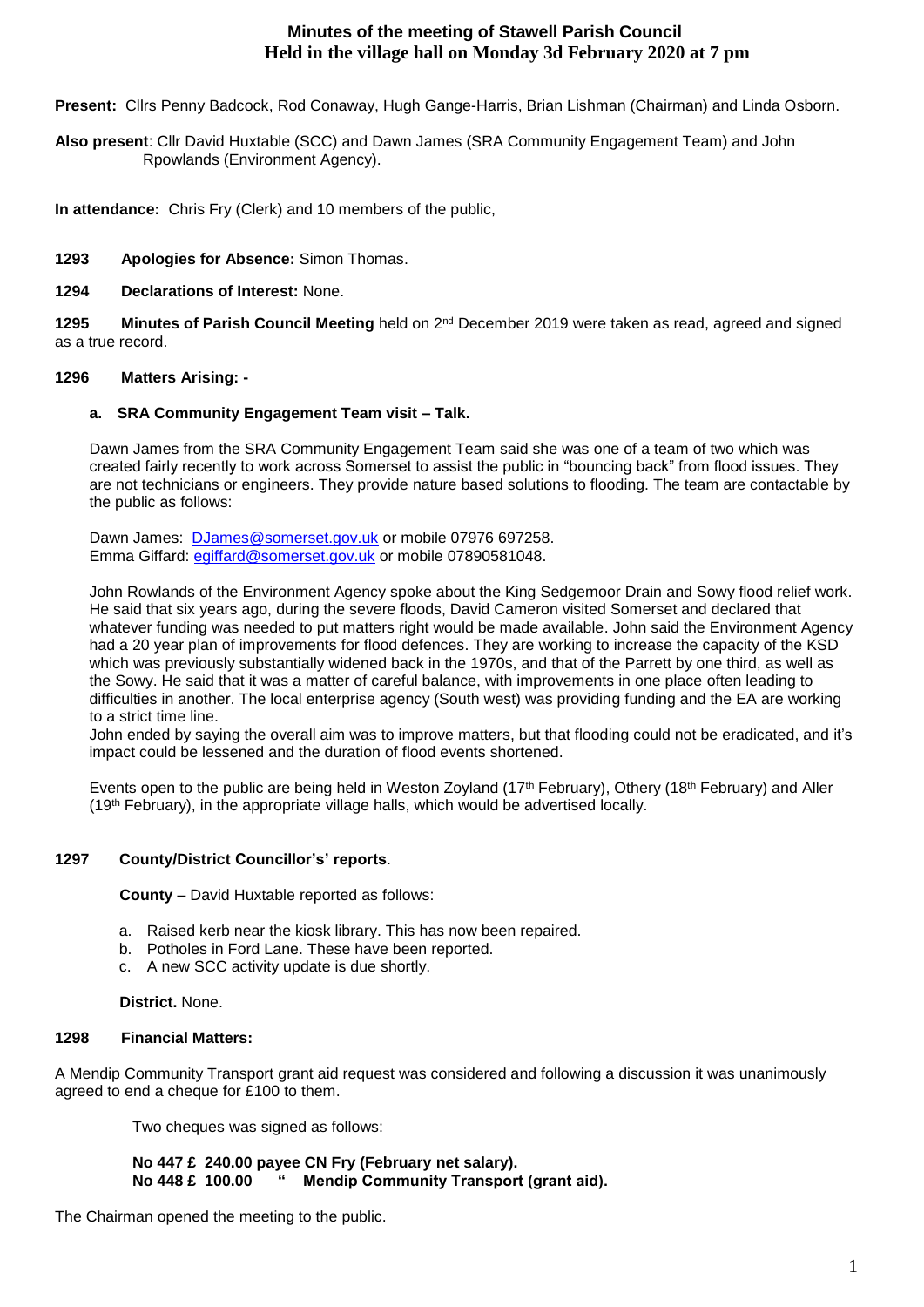# Minutes of the meeting of Stawell Parish Council
## Held in the village hall on Monday 3d February 2020 at 7 pm

**Present:** Cllrs Penny Badcock, Rod Conaway, Hugh Gange-Harris, Brian Lishman (Chairman) and Linda Osborn.

**Also present**: Cllr David Huxtable (SCC) and Dawn James (SRA Community Engagement Team) and John Rpowlands (Environment Agency).

**In attendance:** Chris Fry (Clerk) and 10 members of the public,

**1293 Apologies for Absence:** Simon Thomas.

**1294 Declarations of Interest:** None.

**1295 Minutes of Parish Council Meeting** held on 2nd December 2019 were taken as read, agreed and signed as a true record.

**1296 Matters Arising: -**

**a. SRA Community Engagement Team visit – Talk.**

Dawn James from the SRA Community Engagement Team said she was one of a team of two which was created fairly recently to work across Somerset to assist the public in "bouncing back" from flood issues. They are not technicians or engineers. They provide nature based solutions to flooding. The team are contactable by the public as follows:

Dawn James: DJames@somerset.gov.uk or mobile 07976 697258.
Emma Giffard: egiffard@somerset.gov.uk or mobile 07890581048.

John Rowlands of the Environment Agency spoke about the King Sedgemoor Drain and Sowy flood relief work. He said that six years ago, during the severe floods, David Cameron visited Somerset and declared that whatever funding was needed to put matters right would be made available. John said the Environment Agency had a 20 year plan of improvements for flood defences. They are working to increase the capacity of the KSD which was previously substantially widened back in the 1970s, and that of the Parrett by one third, as well as the Sowy. He said that it was a matter of careful balance, with improvements in one place often leading to difficulties in another. The local enterprise agency (South west) was providing funding and the EA are working to a strict time line.
John ended by saying the overall aim was to improve matters, but that flooding could not be eradicated, and it's impact could be lessened and the duration of flood events shortened.

Events open to the public are being held in Weston Zoyland (17th February), Othery (18th February) and Aller (19th February), in the appropriate village halls, which would be advertised locally.

**1297 County/District Councillor's' reports**.

**County** – David Huxtable reported as follows:

a. Raised kerb near the kiosk library. This has now been repaired.
b. Potholes in Ford Lane. These have been reported.
c. A new SCC activity update is due shortly.

**District.** None.

**1298 Financial Matters:**

A Mendip Community Transport grant aid request was considered and following a discussion it was unanimously agreed to end a cheque for £100 to them.

Two cheques was signed as follows:

**No 447 £ 240.00 payee CN Fry (February net salary).**
**No 448 £ 100.00 " Mendip Community Transport (grant aid).**

The Chairman opened the meeting to the public.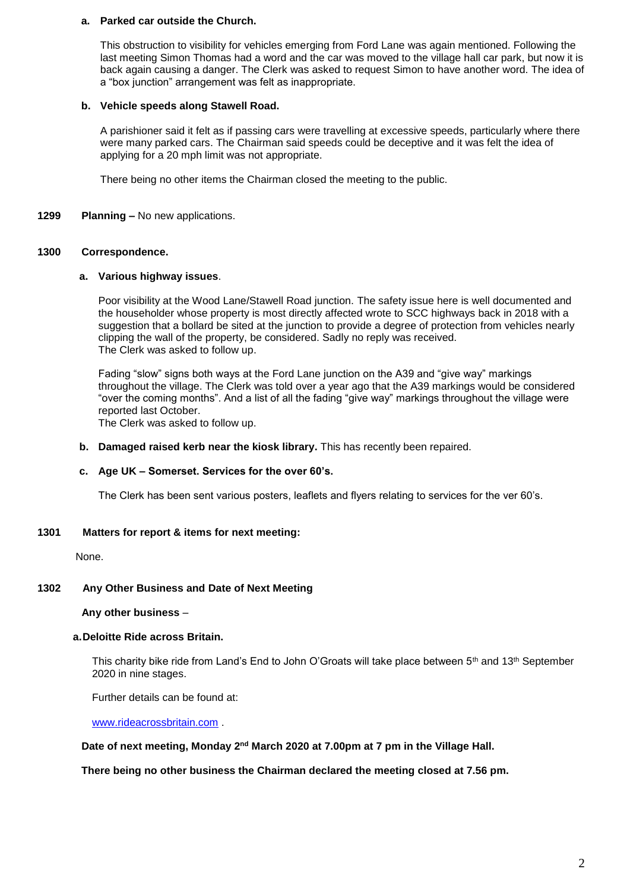**a. Parked car outside the Church.**

This obstruction to visibility for vehicles emerging from Ford Lane was again mentioned. Following the last meeting Simon Thomas had a word and the car was moved to the village hall car park, but now it is back again causing a danger. The Clerk was asked to request Simon to have another word. The idea of a "box junction" arrangement was felt as inappropriate.

**b. Vehicle speeds along Stawell Road.**

A parishioner said it felt as if passing cars were travelling at excessive speeds, particularly where there were many parked cars. The Chairman said speeds could be deceptive and it was felt the idea of applying for a 20 mph limit was not appropriate.

There being no other items the Chairman closed the meeting to the public.

**1299 Planning –** No new applications.

**1300 Correspondence.**

**a. Various highway issues**.

Poor visibility at the Wood Lane/Stawell Road junction. The safety issue here is well documented and the householder whose property is most directly affected wrote to SCC highways back in 2018 with a suggestion that a bollard be sited at the junction to provide a degree of protection from vehicles nearly clipping the wall of the property, be considered. Sadly no reply was received.
The Clerk was asked to follow up.

Fading "slow" signs both ways at the Ford Lane junction on the A39 and "give way" markings throughout the village. The Clerk was told over a year ago that the A39 markings would be considered "over the coming months". And a list of all the fading "give way" markings throughout the village were reported last October.
The Clerk was asked to follow up.

**b. Damaged raised kerb near the kiosk library.** This has recently been repaired.

**c. Age UK – Somerset. Services for the over 60's.**

The Clerk has been sent various posters, leaflets and flyers relating to services for the ver 60's.

**1301 Matters for report & items for next meeting:**

None.

**1302 Any Other Business and Date of Next Meeting**

**Any other business** –

**a. Deloitte Ride across Britain.**

This charity bike ride from Land's End to John O'Groats will take place between 5th and 13th September 2020 in nine stages.

Further details can be found at:

www.rideacrossbritain.com .

**Date of next meeting, Monday 2nd March 2020 at 7.00pm at 7 pm in the Village Hall.**

**There being no other business the Chairman declared the meeting closed at 7.56 pm.**